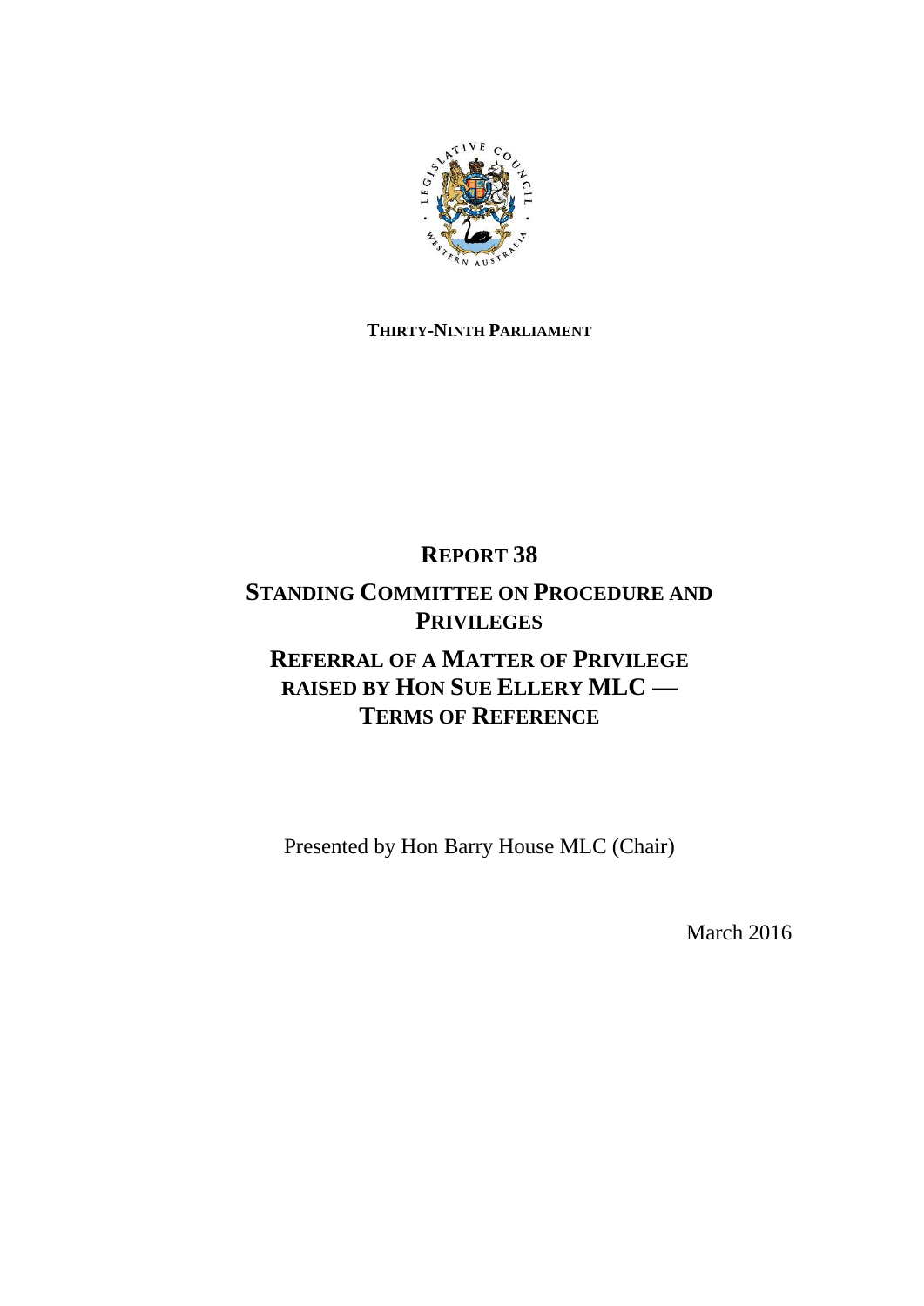**THIRTY-NINTH PARLIAMENT**

# REPORT 38

## STANDING COMMITTEE ON PROCEDURE AND PRIVILEGES

## REFERRAL OF A MATTER OF PRIVILEGE RAISED BY HON SUE ELLERY MLC — TERMS OF REFERENCE

Presented by Hon Barry House MLC (Chair)

March 2016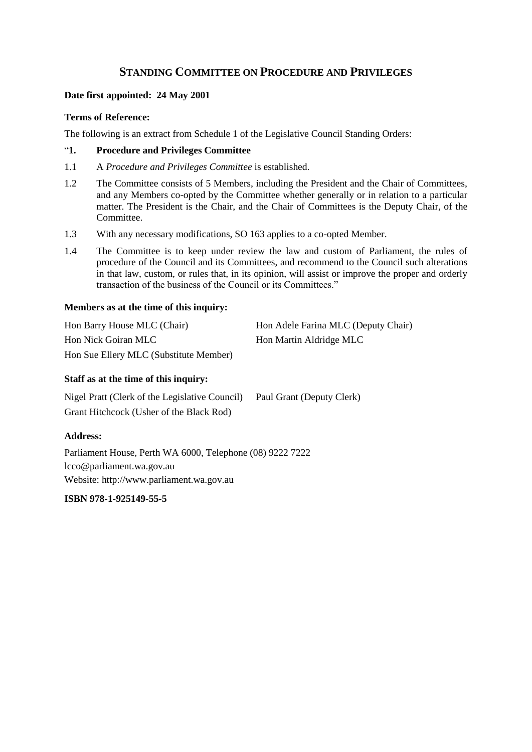## Standing Committee on Procedure and Privileges

**Date first appointed: 24 May 2001**

**Terms of Reference:**

The following is an extract from Schedule 1 of the Legislative Council Standing Orders:

"**1. Procedure and Privileges Committee**

1.1 A *Procedure and Privileges Committee* is established.

1.2 The Committee consists of 5 Members, including the President and the Chair of Committees, and any Members co-opted by the Committee whether generally or in relation to a particular matter. The President is the Chair, and the Chair of Committees is the Deputy Chair, of the Committee.

1.3 With any necessary modifications, SO 163 applies to a co-opted Member.

1.4 The Committee is to keep under review the law and custom of Parliament, the rules of procedure of the Council and its Committees, and recommend to the Council such alterations in that law, custom, or rules that, in its opinion, will assist or improve the proper and orderly transaction of the business of the Council or its Committees."

**Members as at the time of this inquiry:**

Hon Barry House MLC (Chair)

Hon Adele Farina MLC (Deputy Chair)

Hon Nick Goiran MLC

Hon Martin Aldridge MLC

Hon Sue Ellery MLC (Substitute Member)

**Staff as at the time of this inquiry:**

Nigel Pratt (Clerk of the Legislative Council)

Paul Grant (Deputy Clerk)

Grant Hitchcock (Usher of the Black Rod)

**Address:**

Parliament House, Perth WA 6000, Telephone (08) 9222 7222
lcco@parliament.wa.gov.au
Website: http://www.parliament.wa.gov.au

**ISBN 978-1-925149-55-5**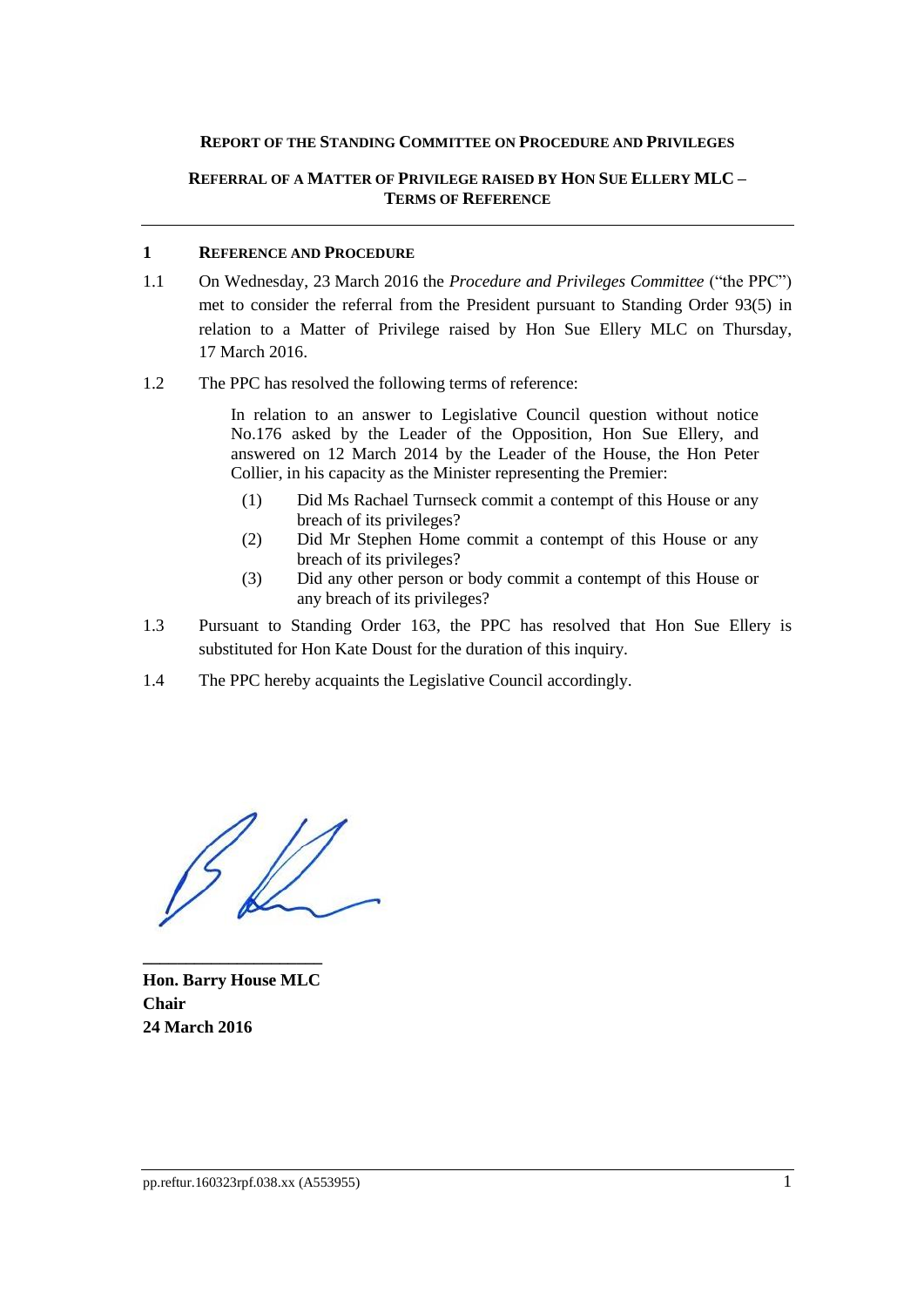**REPORT OF THE STANDING COMMITTEE ON PROCEDURE AND PRIVILEGES**

**REFERRAL OF A MATTER OF PRIVILEGE RAISED BY HON SUE ELLERY MLC – TERMS OF REFERENCE**

---

## 1 REFERENCE AND PROCEDURE

1.1 On Wednesday, 23 March 2016 the *Procedure and Privileges Committee* ("the PPC") met to consider the referral from the President pursuant to Standing Order 93(5) in relation to a Matter of Privilege raised by Hon Sue Ellery MLC on Thursday, 17 March 2016.

1.2 The PPC has resolved the following terms of reference:

> In relation to an answer to Legislative Council question without notice No.176 asked by the Leader of the Opposition, Hon Sue Ellery, and answered on 12 March 2014 by the Leader of the House, the Hon Peter Collier, in his capacity as the Minister representing the Premier:
>
> (1) Did Ms Rachael Turnseck commit a contempt of this House or any breach of its privileges?
>
> (2) Did Mr Stephen Home commit a contempt of this House or any breach of its privileges?
>
> (3) Did any other person or body commit a contempt of this House or any breach of its privileges?

1.3 Pursuant to Standing Order 163, the PPC has resolved that Hon Sue Ellery is substituted for Hon Kate Doust for the duration of this inquiry.

1.4 The PPC hereby acquaints the Legislative Council accordingly.

**Hon. Barry House MLC**
**Chair**
**24 March 2016**

pp.reftur.160323rpf.038.xx (A553955)